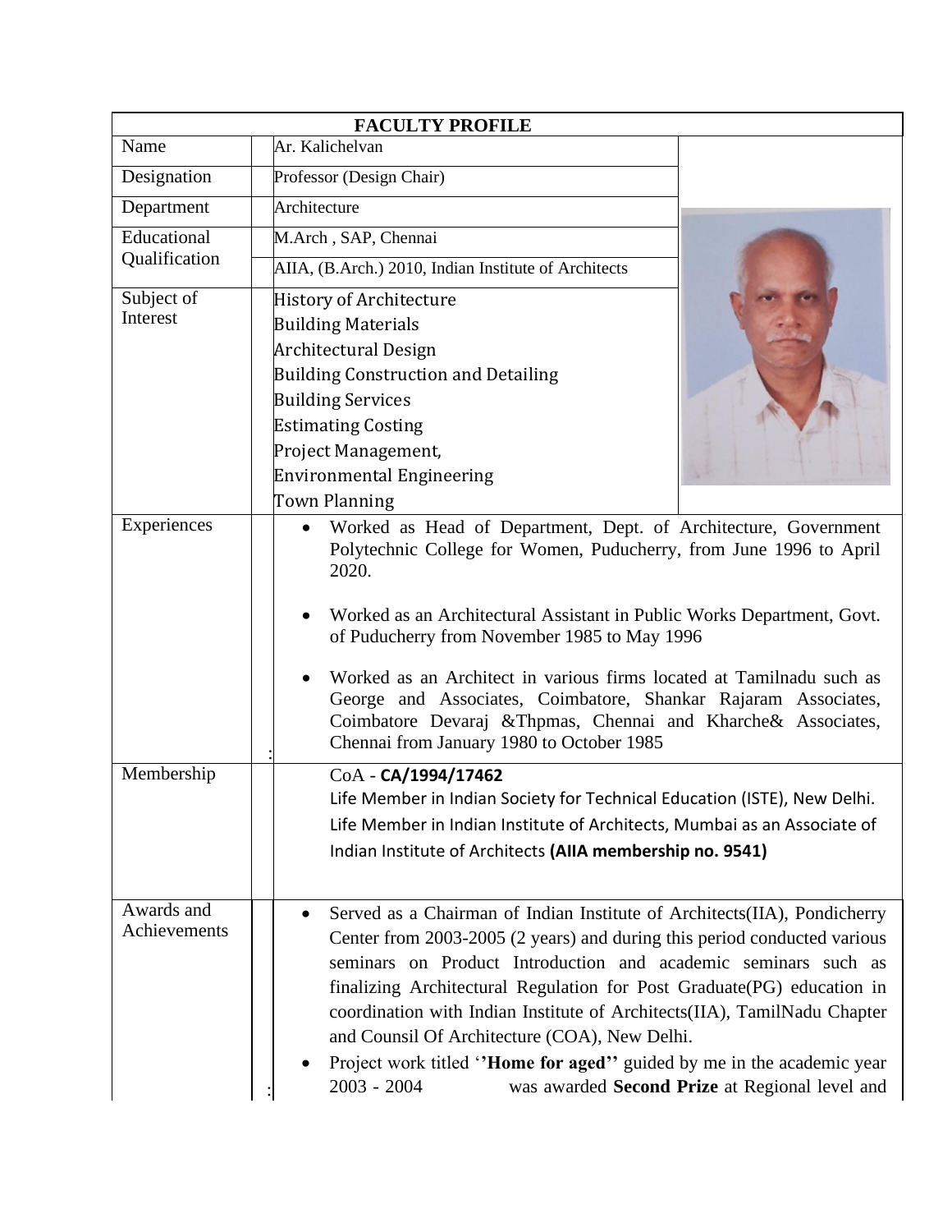| FACULTY PROFILE | |
|---|---|
| Name | Ar. Kalichelvan |
| Designation | Professor (Design Chair) |
| Department | Architecture |
| Educational Qualification | M.Arch , SAP, Chennai<br>AIIA, (B.Arch.) 2010, Indian Institute of Architects |
| Subject of Interest | History of Architecture<br>Building Materials<br>Architectural Design<br>Building Construction and Detailing<br>Building Services<br>Estimating Costing<br>Project Management,<br>Environmental Engineering<br>Town Planning |
| Experiences | • Worked as Head of Department, Dept. of Architecture, Government Polytechnic College for Women, Puducherry, from June 1996 to April 2020.<br>• Worked as an Architectural Assistant in Public Works Department, Govt. of Puducherry from November 1985 to May 1996<br>• Worked as an Architect in various firms located at Tamilnadu such as George and Associates, Coimbatore, Shankar Rajaram Associates, Coimbatore Devaraj &Thpmas, Chennai and Kharche& Associates, Chennai from January 1980 to October 1985 |
| Membership | CoA - **CA/1994/17462**<br>Life Member in Indian Society for Technical Education (ISTE), New Delhi.<br>Life Member in Indian Institute of Architects, Mumbai as an Associate of Indian Institute of Architects **(AIIA membership no. 9541)** |
| Awards and Achievements | • Served as a Chairman of Indian Institute of Architects(IIA), Pondicherry Center from 2003-2005 (2 years) and during this period conducted various seminars on Product Introduction and academic seminars such as finalizing Architectural Regulation for Post Graduate(PG) education in coordination with Indian Institute of Architects(IIA), TamilNadu Chapter and Counsil Of Architecture (COA), New Delhi.<br>• Project work titled ''**Home for aged**'' guided by me in the academic year 2003 - 2004 was awarded **Second Prize** at Regional level and |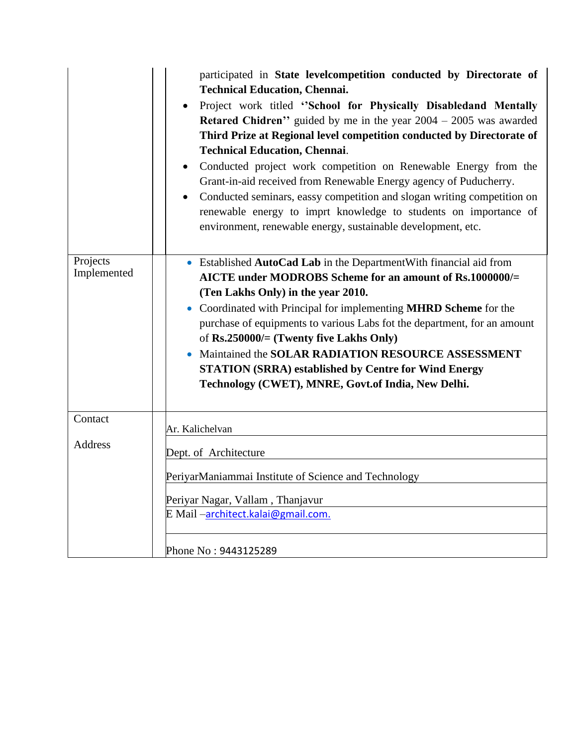| | | |
|---|---|---|
| | | participated in **State levelcompetition conducted by Directorate of Technical Education, Chennai.**<br>• Project work titled **''School for Physically Disabledand Mentally Retared Chidren''** guided by me in the year 2004 – 2005 was awarded **Third Prize at Regional level competition conducted by Directorate of Technical Education, Chennai**.<br>• Conducted project work competition on Renewable Energy from the Grant-in-aid received from Renewable Energy agency of Puducherry.<br>• Conducted seminars, eassy competition and slogan writing competition on renewable energy to imprt knowledge to students on importance of environment, renewable energy, sustainable development, etc. |
| Projects Implemented | | • Established **AutoCad Lab** in the DepartmentWith financial aid from **AICTE under MODROBS Scheme for an amount of Rs.1000000/= (Ten Lakhs Only) in the year 2010.**<br>• Coordinated with Principal for implementing **MHRD Scheme** for the purchase of equipments to various Labs fot the department, for an amount of **Rs.250000/= (Twenty five Lakhs Only)**<br>• Maintained the **SOLAR RADIATION RESOURCE ASSESSMENT STATION (SRRA) established by Centre for Wind Energy Technology (CWET), MNRE, Govt.of India, New Delhi.** |
| Contact<br><br>Address | | Ar. Kalichelvan<br>Dept. of Architecture<br>PeriyarManiammai Institute of Science and Technology<br>Periyar Nagar, Vallam , Thanjavur<br>E Mail –architect.kalai@gmail.com.<br><br>Phone No : 9443125289 |